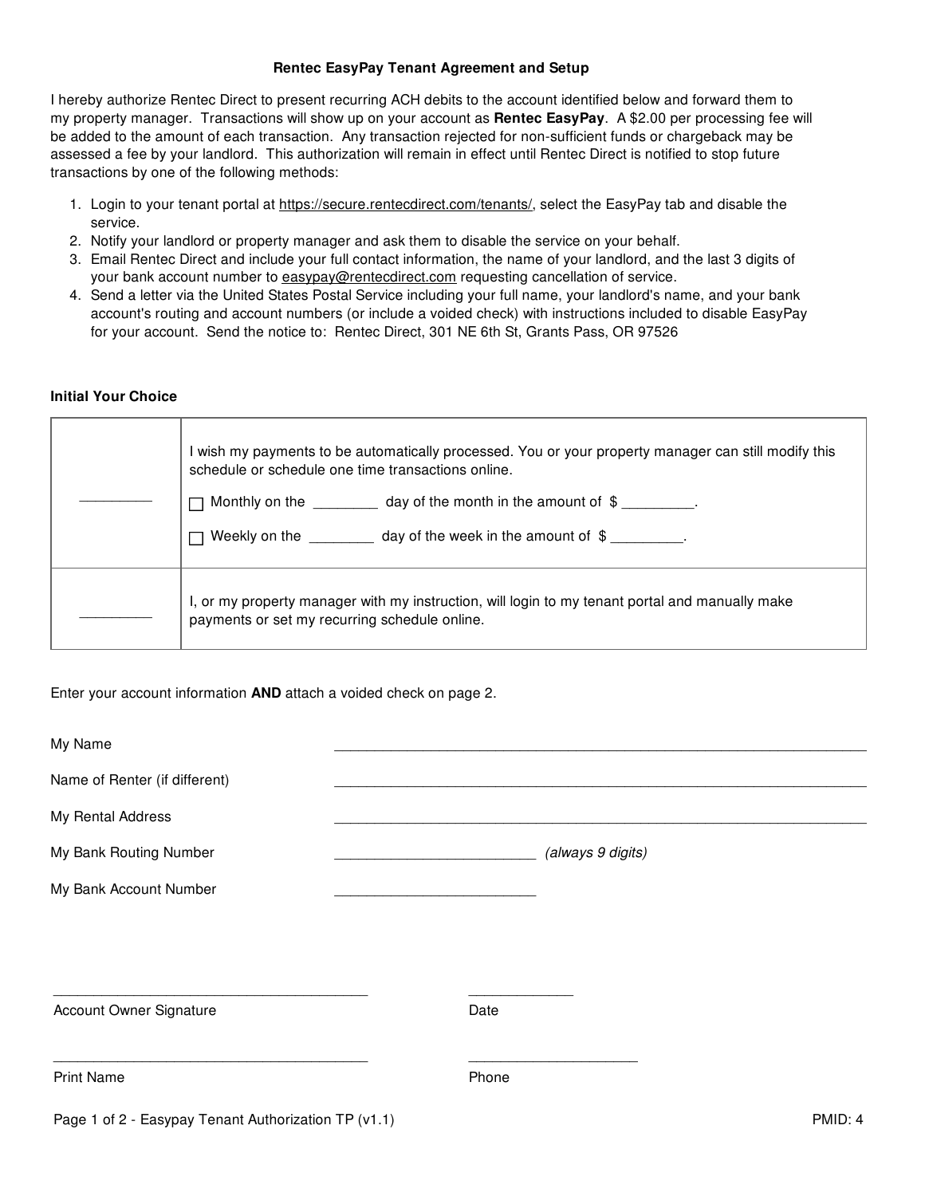# Rentec EasyPay Tenant Agreement and Setup

I hereby authorize Rentec Direct to present recurring ACH debits to the account identified below and forward them to my property manager. Transactions will show up on your account as **Rentec EasyPay**. A $2.00 per processing fee will be added to the amount of each transaction. Any transaction rejected for non-sufficient funds or chargeback may be assessed a fee by your landlord. This authorization will remain in effect until Rentec Direct is notified to stop future transactions by one of the following methods:

1. Login to your tenant portal at https://secure.rentecdirect.com/tenants/, select the EasyPay tab and disable the service.
2. Notify your landlord or property manager and ask them to disable the service on your behalf.
3. Email Rentec Direct and include your full contact information, the name of your landlord, and the last 3 digits of your bank account number to easypay@rentecdirect.com requesting cancellation of service.
4. Send a letter via the United States Postal Service including your full name, your landlord's name, and your bank account's routing and account numbers (or include a voided check) with instructions included to disable EasyPay for your account. Send the notice to: Rentec Direct, 301 NE 6th St, Grants Pass, OR 97526

**Initial Your Choice**

| | |
|---|---|
| _________ | I wish my payments to be automatically processed. You or your property manager can still modify this schedule or schedule one time transactions online.<br>☐ Monthly on the ________ day of the month in the amount of $ _________.<br>☐ Weekly on the ________ day of the week in the amount of $ _________. |
| _________ | I, or my property manager with my instruction, will login to my tenant portal and manually make payments or set my recurring schedule online. |

Enter your account information **AND** attach a voided check on page 2.

My Name ____________________________________________

Name of Renter (if different) ____________________________________________

My Rental Address ____________________________________________

My Bank Routing Number _________________________ *(always 9 digits)*

My Bank Account Number _________________________

________________________________________ Account Owner Signature

_____________ Date

________________________________________ Print Name

_____________________ Phone

Easypay Tenant Authorization TP (v1.1) PMID: 4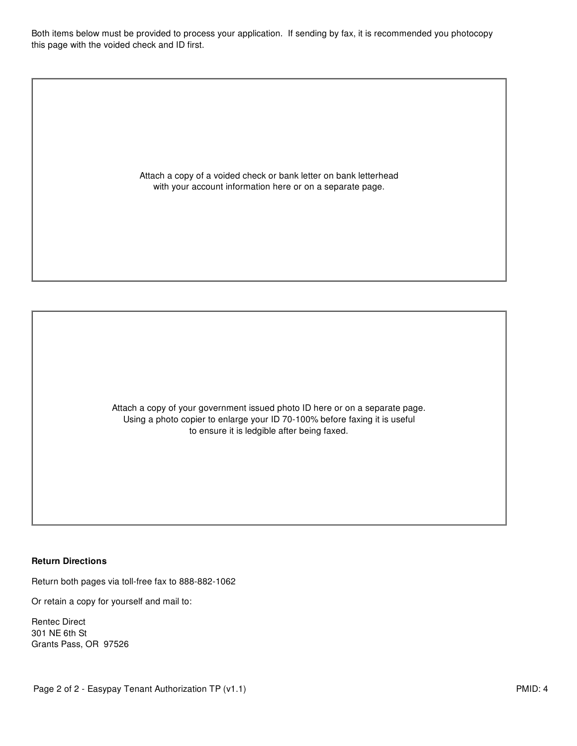Both items below must be provided to process your application. If sending by fax, it is recommended you photocopy this page with the voided check and ID first.

Attach a copy of a voided check or bank letter on bank letterhead with your account information here or on a separate page.

Attach a copy of your government issued photo ID here or on a separate page. Using a photo copier to enlarge your ID 70-100% before faxing it is useful to ensure it is ledgible after being faxed.

**Return Directions**

Return both pages via toll-free fax to 888-882-1062

Or retain a copy for yourself and mail to:

Rentec Direct
301 NE 6th St
Grants Pass, OR 97526